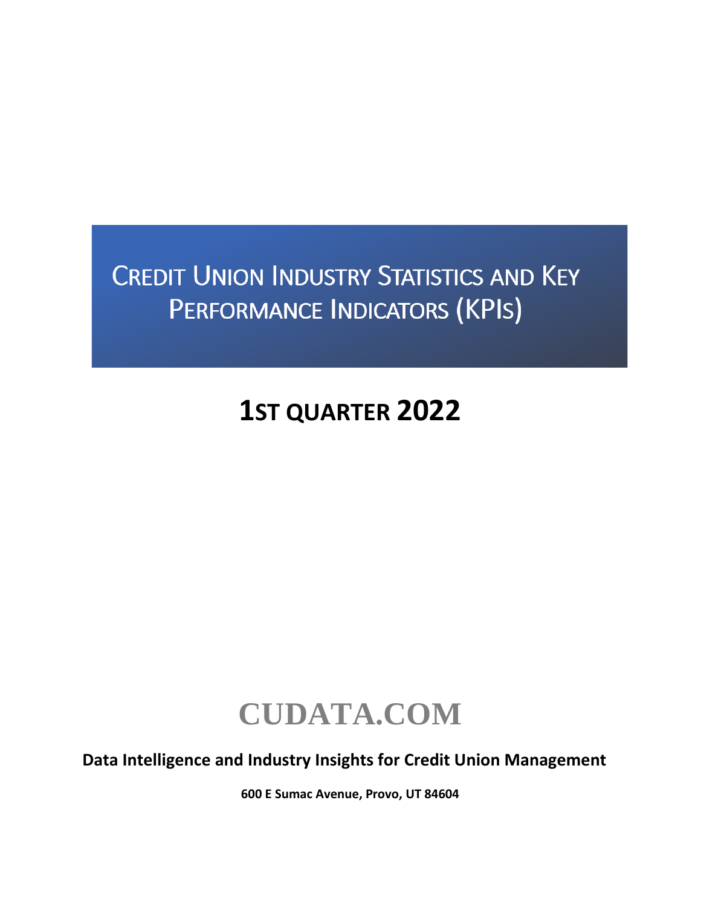# Credit Union Industry Statistics and Key Performance Indicators (KPIs)

## 1st Quarter 2022

**CUDATA.COM**

**Data Intelligence and Industry Insights for Credit Union Management**

**600 E Sumac Avenue, Provo, UT 84604**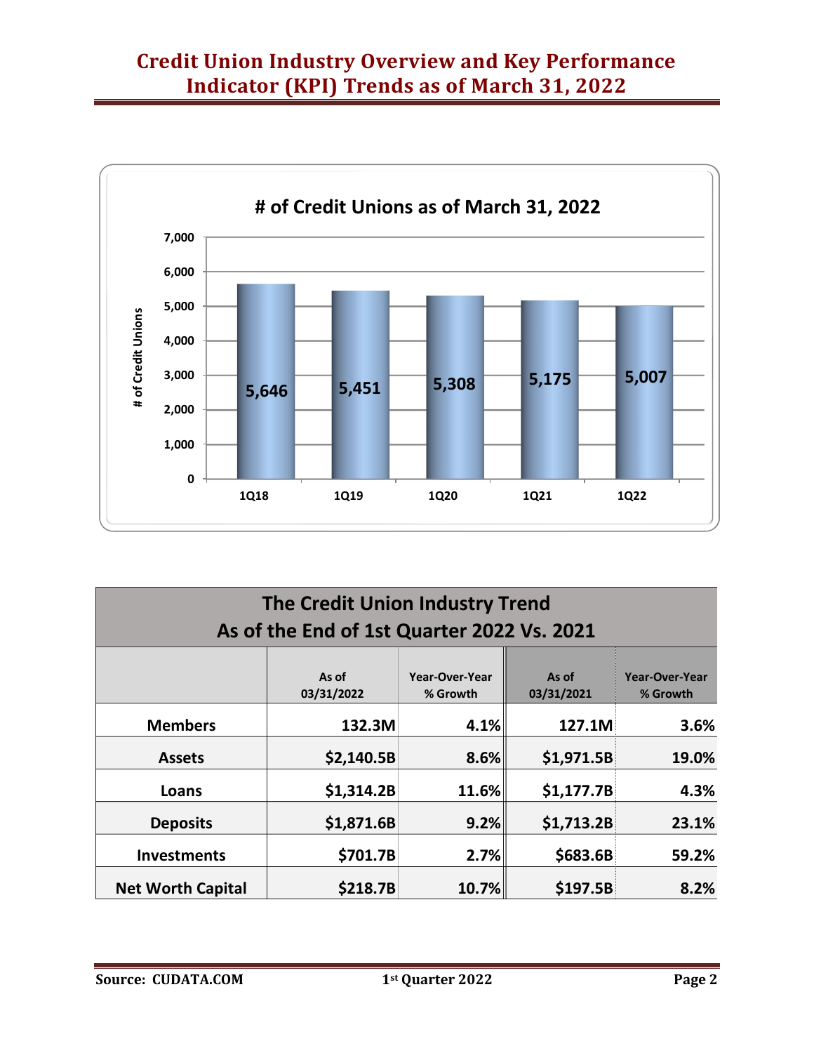# Credit Union Industry Overview and Key Performance Indicator (KPI) Trends as of March 31, 2022

## # of Credit Unions as of March 31, 2022

| Quarter | # of Credit Unions |
|---|---|
| 1Q18 | 5,646 |
| 1Q19 | 5,451 |
| 1Q20 | 5,308 |
| 1Q21 | 5,175 |
| 1Q22 | 5,007 |

## The Credit Union Industry Trend As of the End of 1st Quarter 2022 Vs. 2021

| | As of 03/31/2022 | Year-Over-Year % Growth | As of 03/31/2021 | Year-Over-Year % Growth |
|---|---|---|---|---|
| **Members** | **132.3M** | **4.1%** | **127.1M** | **3.6%** |
| **Assets** | **$2,140.5B** | **8.6%** | **$1,971.5B** | **19.0%** |
| **Loans** | **$1,314.2B** | **11.6%** | **$1,177.7B** | **4.3%** |
| **Deposits** | **$1,871.6B** | **9.2%** | **$1,713.2B** | **23.1%** |
| **Investments** | **$701.7B** | **2.7%** | **$683.6B** | **59.2%** |
| **Net Worth Capital** | **$218.7B** | **10.7%** | **$197.5B** | **8.2%** |

**Source: CUDATA.COM**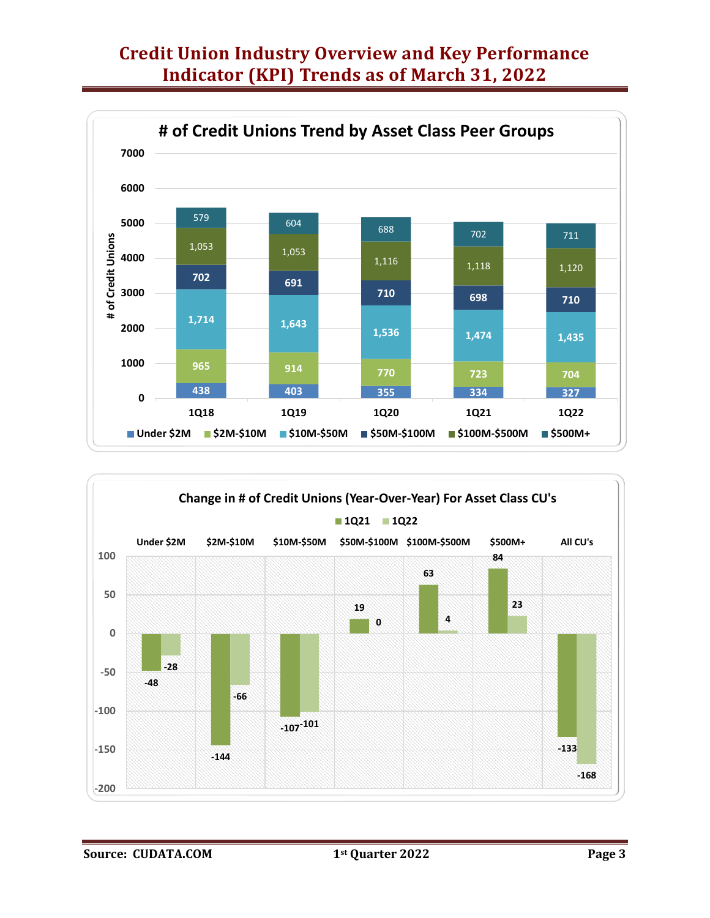# Credit Union Industry Overview and Key Performance Indicator (KPI) Trends as of March 31, 2022

## # of Credit Unions Trend by Asset Class Peer Groups

| Asset Class | 1Q18 | 1Q19 | 1Q20 | 1Q21 | 1Q22 |
|---|---|---|---|---|---|
| Under $2M | 438 | 403 | 355 | 334 | 327 |
| $2M-$10M | 965 | 914 | 770 | 723 | 704 |
| $10M-$50M | 1,714 | 1,643 | 1,536 | 1,474 | 1,435 |
| $50M-$100M | 702 | 691 | 710 | 698 | 710 |
| $100M-$500M | 1,053 | 1,053 | 1,116 | 1,118 | 1,120 |
| $500M+ | 579 | 604 | 688 | 702 | 711 |

## Change in # of Credit Unions (Year-Over-Year) For Asset Class CU's

| Asset Class | 1Q21 | 1Q22 |
|---|---|---|
| Under $2M | -48 | -28 |
| $2M-$10M | -144 | -66 |
| $10M-$50M | -107 | -101 |
| $50M-$100M | 19 | 0 |
| $100M-$500M | 63 | 4 |
| $500M+ | 84 | 23 |
| All CU's | -133 | -168 |

Source: CUDATA.COM

1st Quarter 2022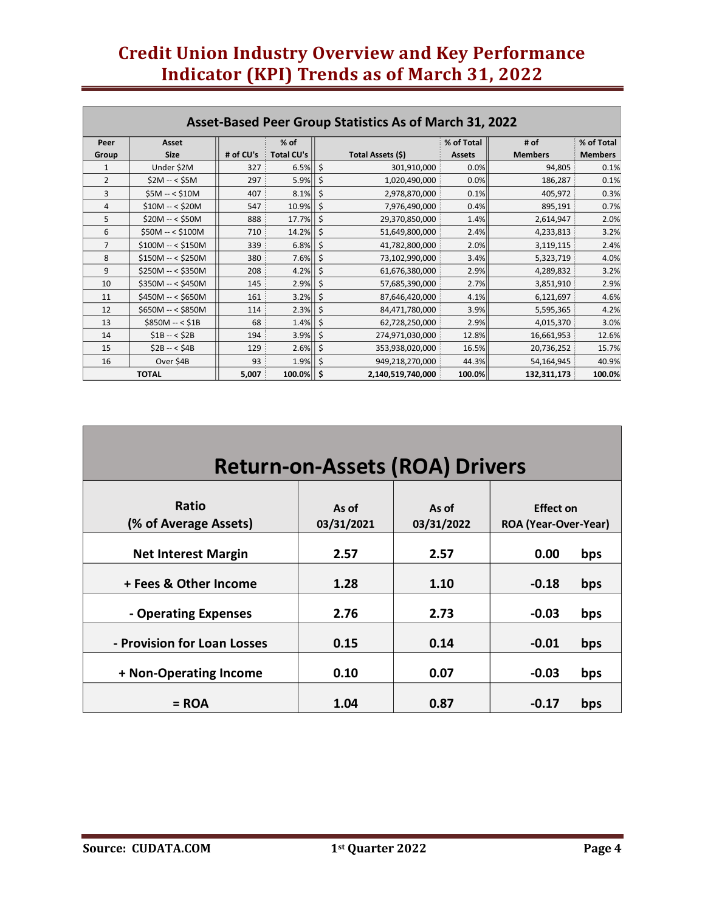# Credit Union Industry Overview and Key Performance Indicator (KPI) Trends as of March 31, 2022

| Asset-Based Peer Group Statistics As of March 31, 2022 | | | | | | | |
|---|---|---|---|---|---|---|---|
| Peer Group | Asset Size | # of CU's | % of Total CU's | Total Assets ($) | % of Total Assets | # of Members | % of Total Members |
| 1 | Under $2M | 327 | 6.5% | $ 301,910,000 | 0.0% | 94,805 | 0.1% |
| 2 | $2M -- < $5M | 297 | 5.9% | $ 1,020,490,000 | 0.0% | 186,287 | 0.1% |
| 3 | $5M -- < $10M | 407 | 8.1% | $ 2,978,870,000 | 0.1% | 405,972 | 0.3% |
| 4 | $10M -- < $20M | 547 | 10.9% | $ 7,976,490,000 | 0.4% | 895,191 | 0.7% |
| 5 | $20M -- < $50M | 888 | 17.7% | $ 29,370,850,000 | 1.4% | 2,614,947 | 2.0% |
| 6 | $50M -- < $100M | 710 | 14.2% | $ 51,649,800,000 | 2.4% | 4,233,813 | 3.2% |
| 7 | $100M -- < $150M | 339 | 6.8% | $ 41,782,800,000 | 2.0% | 3,119,115 | 2.4% |
| 8 | $150M -- < $250M | 380 | 7.6% | $ 73,102,990,000 | 3.4% | 5,323,719 | 4.0% |
| 9 | $250M -- < $350M | 208 | 4.2% | $ 61,676,380,000 | 2.9% | 4,289,832 | 3.2% |
| 10 | $350M -- < $450M | 145 | 2.9% | $ 57,685,390,000 | 2.7% | 3,851,910 | 2.9% |
| 11 | $450M -- < $650M | 161 | 3.2% | $ 87,646,420,000 | 4.1% | 6,121,697 | 4.6% |
| 12 | $650M -- < $850M | 114 | 2.3% | $ 84,471,780,000 | 3.9% | 5,595,365 | 4.2% |
| 13 | $850M -- < $1B | 68 | 1.4% | $ 62,728,250,000 | 2.9% | 4,015,370 | 3.0% |
| 14 | $1B -- < $2B | 194 | 3.9% | $ 274,971,030,000 | 12.8% | 16,661,953 | 12.6% |
| 15 | $2B -- < $4B | 129 | 2.6% | $ 353,938,020,000 | 16.5% | 20,736,252 | 15.7% |
| 16 | Over $4B | 93 | 1.9% | $ 949,218,270,000 | 44.3% | 54,164,945 | 40.9% |
| **TOTAL** | | **5,007** | **100.0%** | **$ 2,140,519,740,000** | **100.0%** | **132,311,173** | **100.0%** |

## Return-on-Assets (ROA) Drivers

| Ratio (% of Average Assets) | As of 03/31/2021 | As of 03/31/2022 | Effect on ROA (Year-Over-Year) |
|---|---|---|---|
| **Net Interest Margin** | **2.57** | **2.57** | **0.00 bps** |
| **+ Fees & Other Income** | **1.28** | **1.10** | **-0.18 bps** |
| **- Operating Expenses** | **2.76** | **2.73** | **-0.03 bps** |
| **- Provision for Loan Losses** | **0.15** | **0.14** | **-0.01 bps** |
| **+ Non-Operating Income** | **0.10** | **0.07** | **-0.03 bps** |
| **= ROA** | **1.04** | **0.87** | **-0.17 bps** |

**Source: CUDATA.COM** **1st Quarter 2022**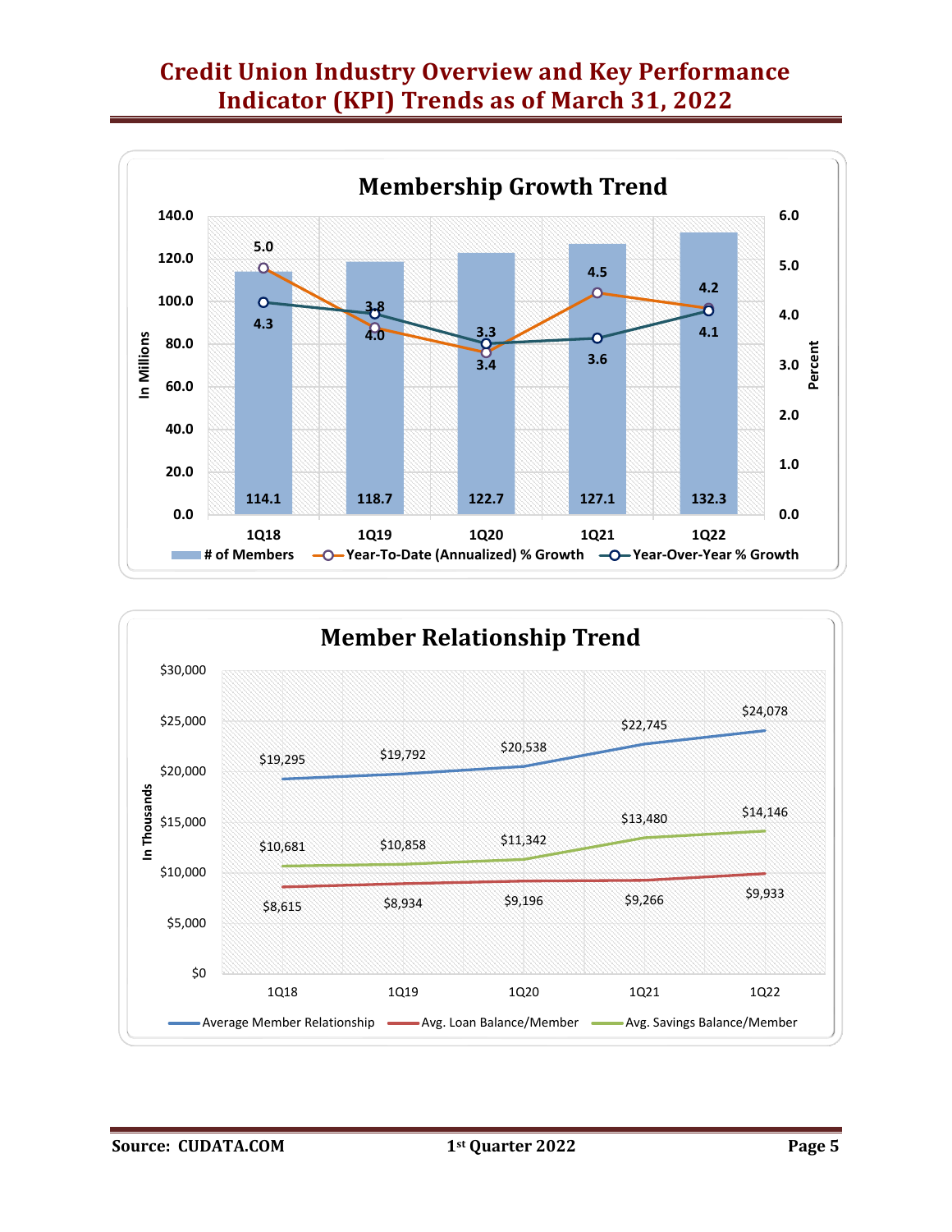# Credit Union Industry Overview and Key Performance Indicator (KPI) Trends as of March 31, 2022

## Membership Growth Trend

| | 1Q18 | 1Q19 | 1Q20 | 1Q21 | 1Q22 |
|---|---|---|---|---|---|
| # of Members (In Millions) | 114.1 | 118.7 | 122.7 | 127.1 | 132.3 |
| Year-To-Date (Annualized) % Growth | 5.0 | 3.8 | 3.3 | 4.5 | 4.2 |
| Year-Over-Year % Growth | 4.3 | 4.0 | 3.4 | 3.6 | 4.1 |

## Member Relationship Trend

| (In Thousands) | 1Q18 | 1Q19 | 1Q20 | 1Q21 | 1Q22 |
|---|---|---|---|---|---|
| Average Member Relationship | $19,295 | $19,792 | $20,538 | $22,745 | $24,078 |
| Avg. Loan Balance/Member | $8,615 | $8,934 | $9,196 | $9,266 | $9,933 |
| Avg. Savings Balance/Member | $10,681 | $10,858 | $11,342 | $13,480 | $14,146 |

Source: CUDATA.COM

1st Quarter 2022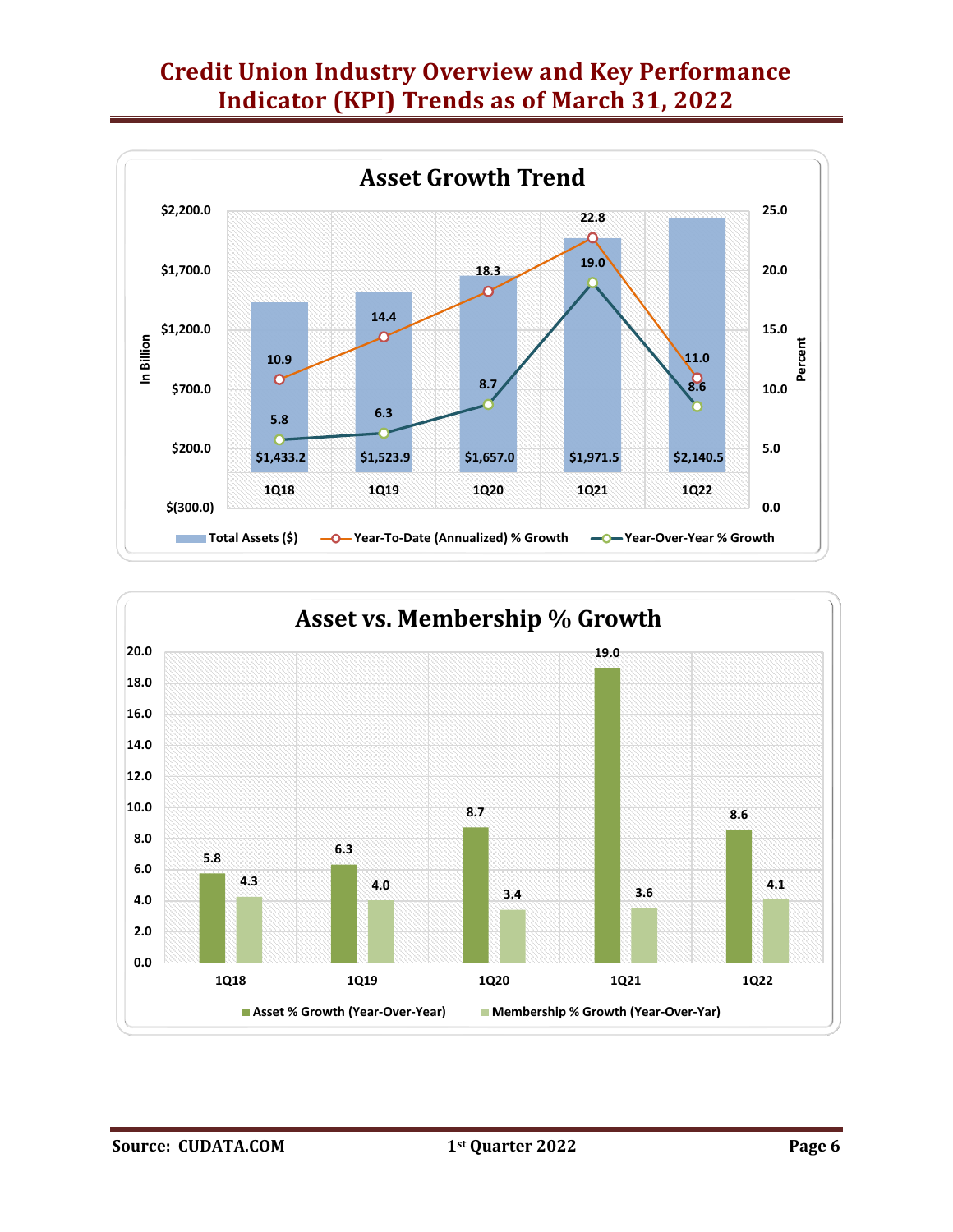# Credit Union Industry Overview and Key Performance Indicator (KPI) Trends as of March 31, 2022

## Asset Growth Trend

| | 1Q18 | 1Q19 | 1Q20 | 1Q21 | 1Q22 |
|---|---|---|---|---|---|
| Total Assets ($) (In Billion) | $1,433.2 | $1,523.9 | $1,657.0 | $1,971.5 | $2,140.5 |
| Year-To-Date (Annualized) % Growth | 10.9 | 14.4 | 18.3 | 22.8 | 11.0 |
| Year-Over-Year % Growth | 5.8 | 6.3 | 8.7 | 19.0 | 8.6 |

## Asset vs. Membership % Growth

| | 1Q18 | 1Q19 | 1Q20 | 1Q21 | 1Q22 |
|---|---|---|---|---|---|
| Asset % Growth (Year-Over-Year) | 5.8 | 6.3 | 8.7 | 19.0 | 8.6 |
| Membership % Growth (Year-Over-Yar) | 4.3 | 4.0 | 3.4 | 3.6 | 4.1 |

Source: CUDATA.COM 1st Quarter 2022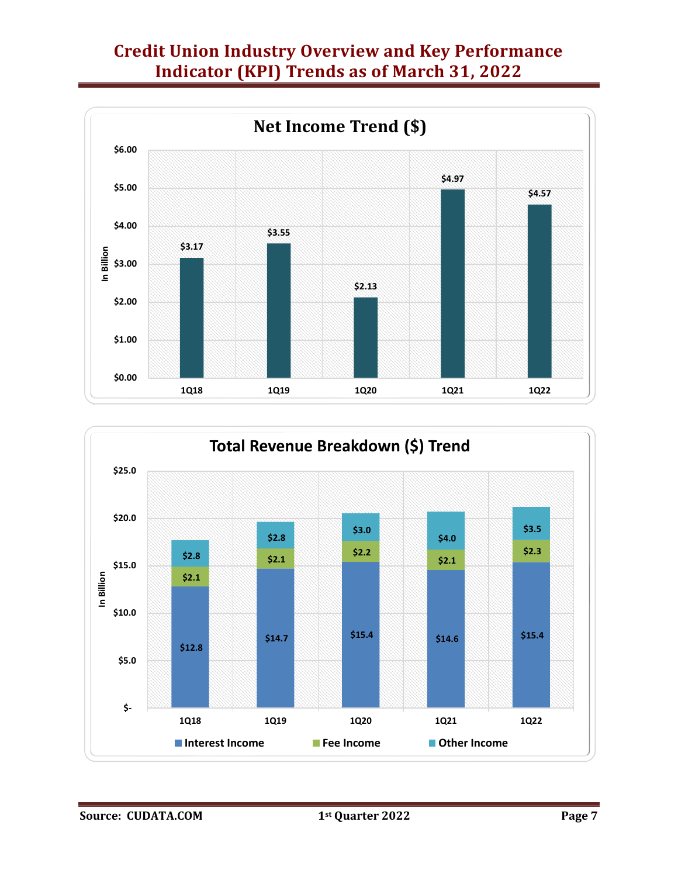# Credit Union Industry Overview and Key Performance Indicator (KPI) Trends as of March 31, 2022

## Net Income Trend ($)

In Billion

| | 1Q18 | 1Q19 | 1Q20 | 1Q21 | 1Q22 |
|---|---|---|---|---|---|
| Net Income | $3.17 | $3.55 | $2.13 | $4.97 | $4.57 |

## Total Revenue Breakdown ($) Trend

In Billion

| | 1Q18 | 1Q19 | 1Q20 | 1Q21 | 1Q22 |
|---|---|---|---|---|---|
| Interest Income | $12.8 | $14.7 | $15.4 | $14.6 | $15.4 |
| Fee Income | $2.1 | $2.1 | $2.2 | $2.1 | $2.3 |
| Other Income | $2.8 | $2.8 | $3.0 | $4.0 | $3.5 |

Source: CUDATA.COM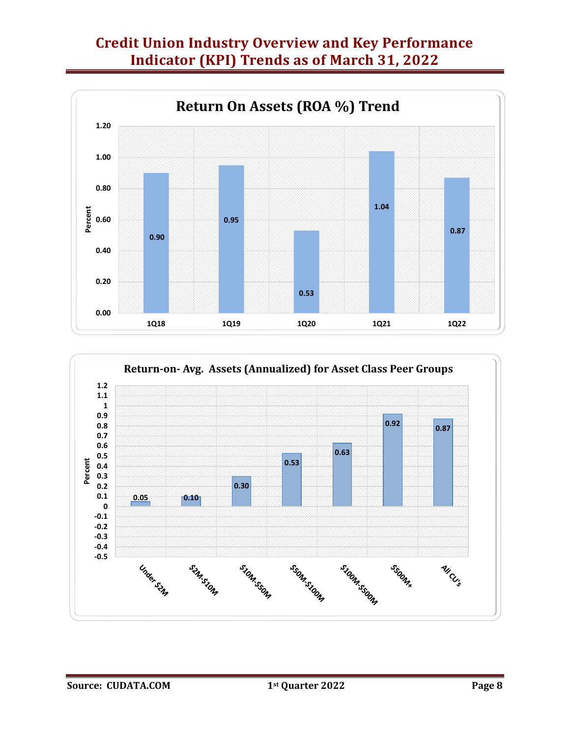# Credit Union Industry Overview and Key Performance Indicator (KPI) Trends as of March 31, 2022

## Return On Assets (ROA %) Trend

| Quarter | ROA (%) |
|---|---|
| 1Q18 | 0.90 |
| 1Q19 | 0.95 |
| 1Q20 | 0.53 |
| 1Q21 | 1.04 |
| 1Q22 | 0.87 |

## Return-on- Avg. Assets (Annualized) for Asset Class Peer Groups

| Asset Class | Percent |
|---|---|
| Under $2M | 0.05 |
| $2M-$10M | 0.10 |
| $10M-$50M | 0.30 |
| $50M-$100M | 0.53 |
| $100M-$500M | 0.63 |
| $500M+ | 0.92 |
| All CU's | 0.87 |

Source: CUDATA.COM 1st Quarter 2022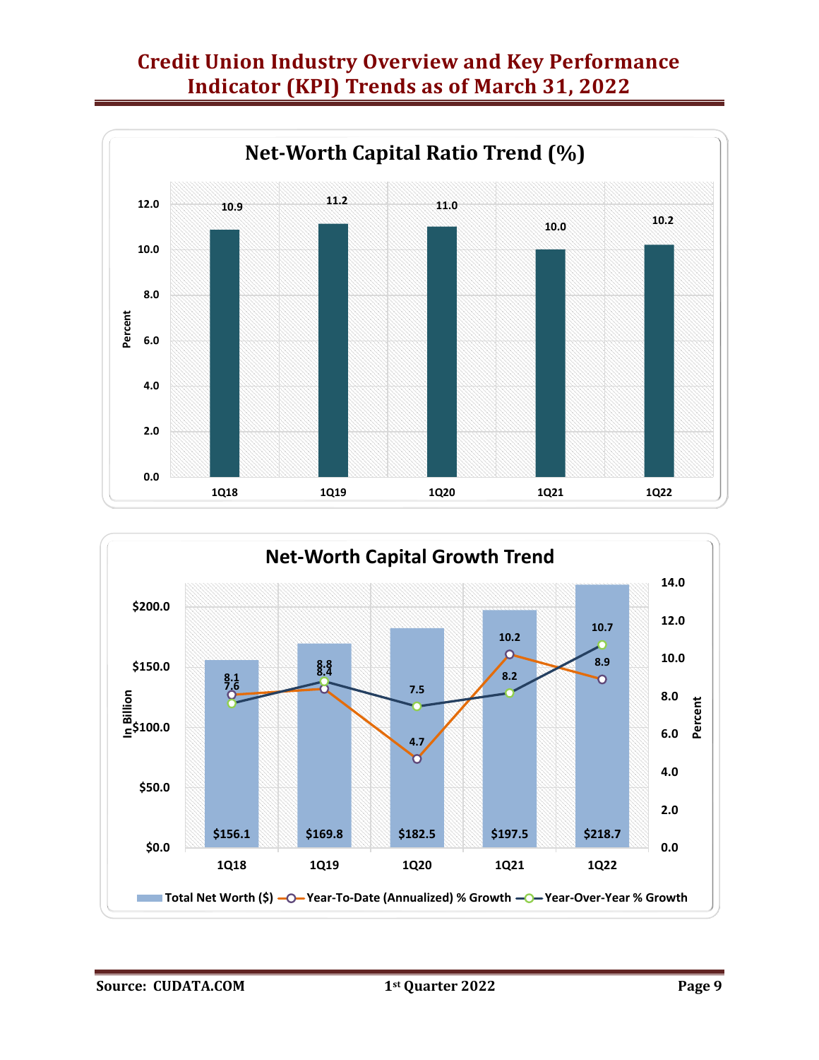# Credit Union Industry Overview and Key Performance Indicator (KPI) Trends as of March 31, 2022

## Net-Worth Capital Ratio Trend (%)

| Quarter | Percent |
|---|---|
| 1Q18 | 10.9 |
| 1Q19 | 11.2 |
| 1Q20 | 11.0 |
| 1Q21 | 10.0 |
| 1Q22 | 10.2 |

## Net-Worth Capital Growth Trend

| Quarter | Total Net Worth ($) (In Billion) | Year-To-Date (Annualized) % Growth | Year-Over-Year % Growth |
|---|---|---|---|
| 1Q18 | $156.1 | 8.1 | 7.6 |
| 1Q19 | $169.8 | 8.4 | 8.8 |
| 1Q20 | $182.5 | 4.7 | 7.5 |
| 1Q21 | $197.5 | 10.2 | 8.2 |
| 1Q22 | $218.7 | 8.9 | 10.7 |

Source: CUDATA.COM — 1st Quarter 2022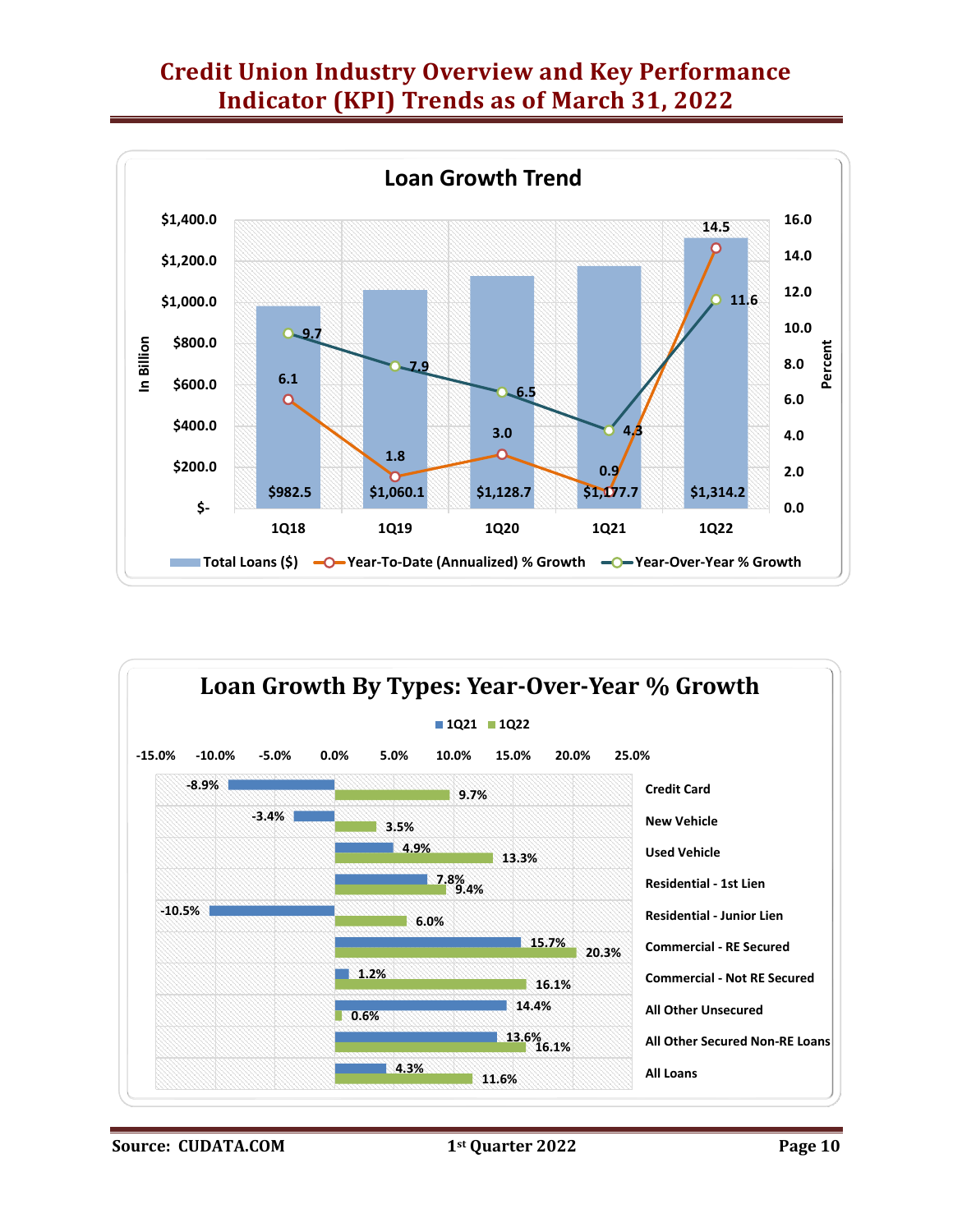# Credit Union Industry Overview and Key Performance Indicator (KPI) Trends as of March 31, 2022

## Loan Growth Trend

| | 1Q18 | 1Q19 | 1Q20 | 1Q21 | 1Q22 |
|---|---|---|---|---|---|
| Total Loans ($) (In Billion) | $982.5 | $1,060.1 | $1,128.7 | $1,177.7 | $1,314.2 |
| Year-To-Date (Annualized) % Growth | 6.1 | 1.8 | 3.0 | 0.9 | 14.5 |
| Year-Over-Year % Growth | 9.7 | 7.9 | 6.5 | 4.3 | 11.6 |

## Loan Growth By Types: Year-Over-Year % Growth

| | 1Q21 | 1Q22 |
|---|---|---|
| Credit Card | -8.9% | 9.7% |
| New Vehicle | -3.4% | 3.5% |
| Used Vehicle | 4.9% | 13.3% |
| Residential - 1st Lien | 7.8% | 9.4% |
| Residential - Junior Lien | -10.5% | 6.0% |
| Commercial - RE Secured | 15.7% | 20.3% |
| Commercial - Not RE Secured | 1.2% | 16.1% |
| All Other Unsecured | 14.4% | 0.6% |
| All Other Secured Non-RE Loans | 13.6% | 16.1% |
| All Loans | 4.3% | 11.6% |

Source: CUDATA.COM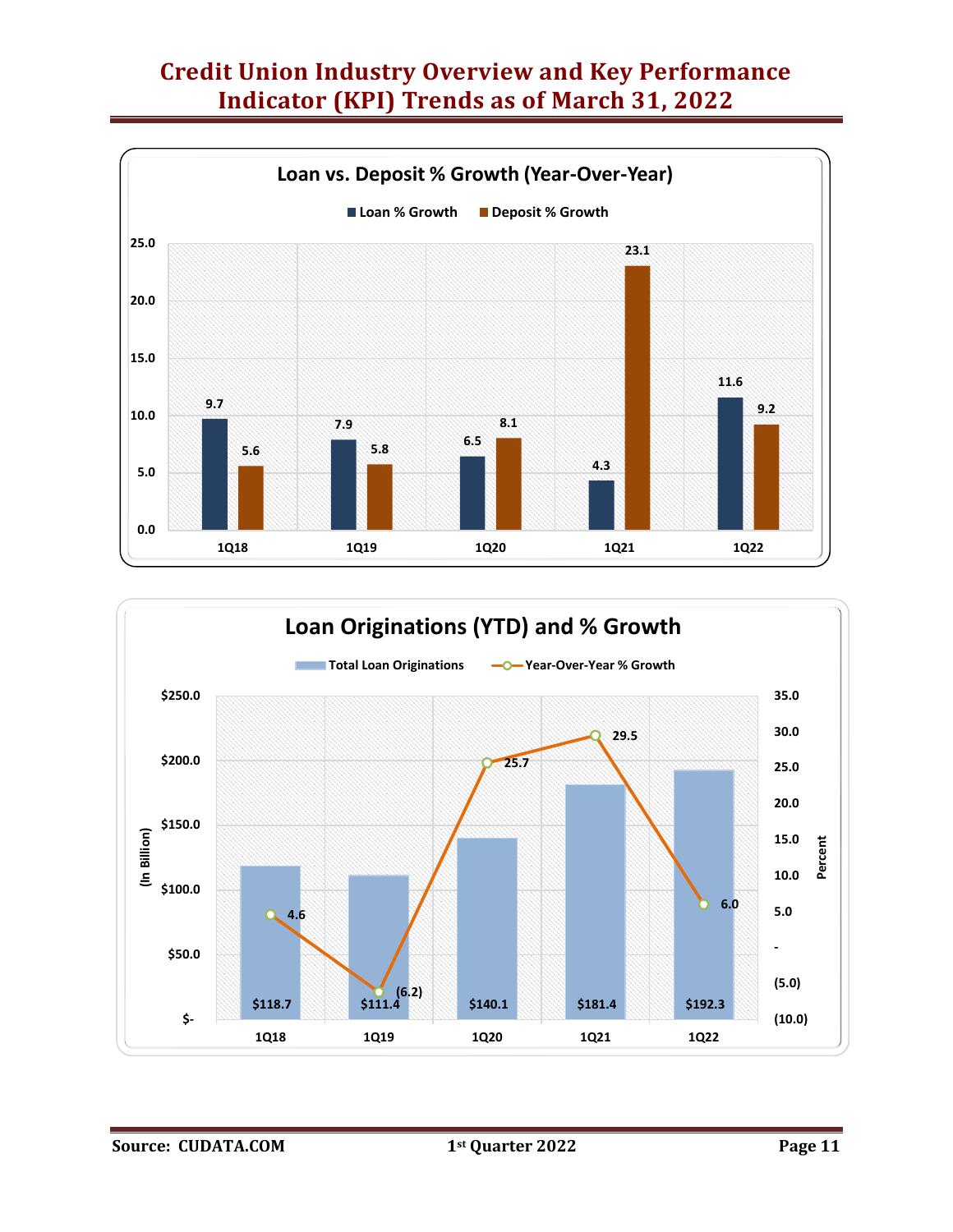# Credit Union Industry Overview and Key Performance Indicator (KPI) Trends as of March 31, 2022

## Loan vs. Deposit % Growth (Year-Over-Year)

| | 1Q18 | 1Q19 | 1Q20 | 1Q21 | 1Q22 |
|---|---|---|---|---|---|
| Loan % Growth | 9.7 | 7.9 | 6.5 | 4.3 | 11.6 |
| Deposit % Growth | 5.6 | 5.8 | 8.1 | 23.1 | 9.2 |

## Loan Originations (YTD) and % Growth

| | 1Q18 | 1Q19 | 1Q20 | 1Q21 | 1Q22 |
|---|---|---|---|---|---|
| Total Loan Originations (In Billion) | $118.7 | $111.4 | $140.1 | $181.4 | $192.3 |
| Year-Over-Year % Growth (Percent) | 4.6 | (6.2) | 25.7 | 29.5 | 6.0 |

Source: CUDATA.COM

1st Quarter 2022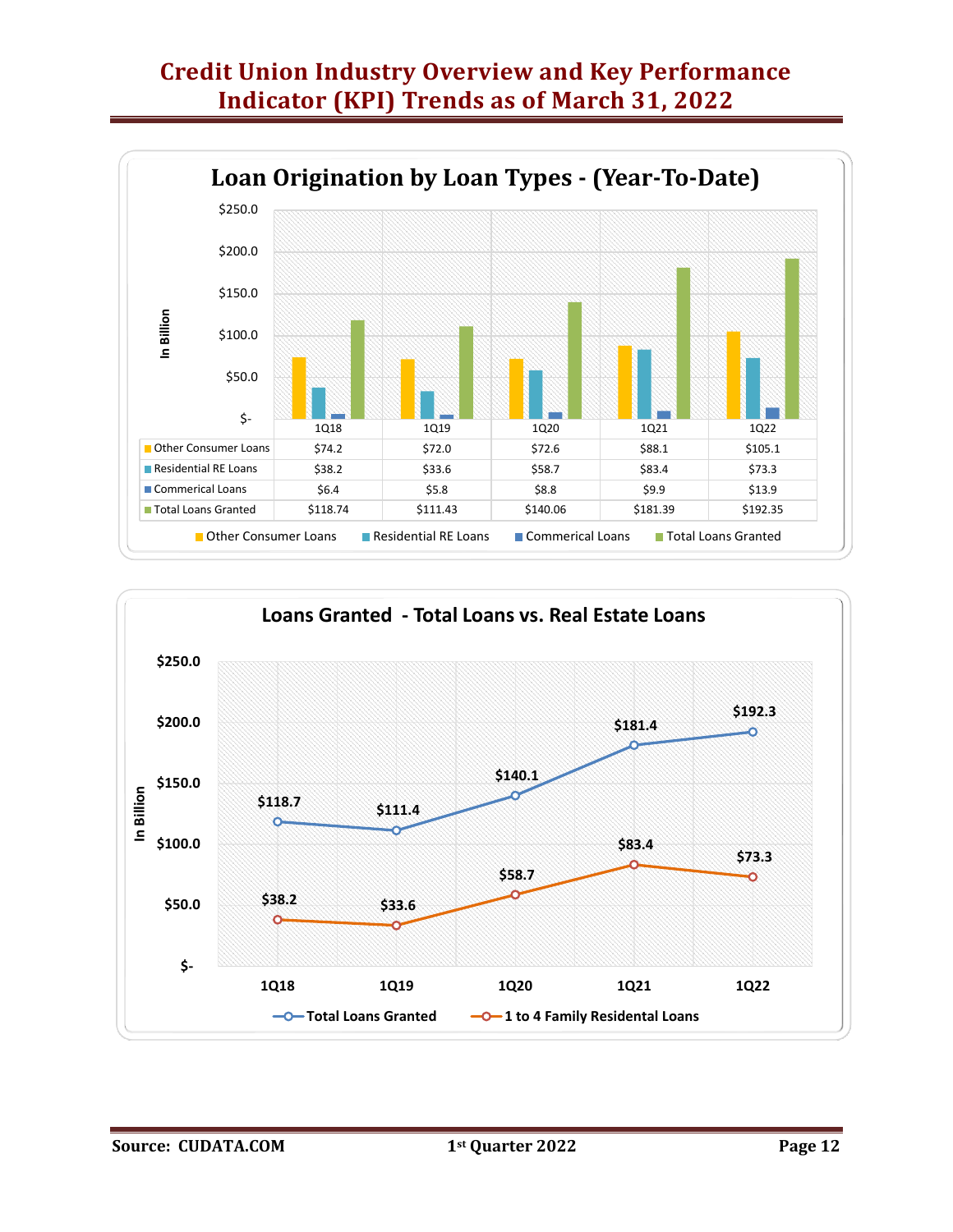# Credit Union Industry Overview and Key Performance Indicator (KPI) Trends as of March 31, 2022

## Loan Origination by Loan Types - (Year-To-Date)

In Billion

| | 1Q18 | 1Q19 | 1Q20 | 1Q21 | 1Q22 |
|---|---|---|---|---|---|
| Other Consumer Loans | $74.2 | $72.0 | $72.6 | $88.1 | $105.1 |
| Residential RE Loans | $38.2 | $33.6 | $58.7 | $83.4 | $73.3 |
| Commerical Loans | $6.4 | $5.8 | $8.8 | $9.9 | $13.9 |
| Total Loans Granted | $118.74 | $111.43 | $140.06 | $181.39 | $192.35 |

## Loans Granted - Total Loans vs. Real Estate Loans

In Billion

| | 1Q18 | 1Q19 | 1Q20 | 1Q21 | 1Q22 |
|---|---|---|---|---|---|
| Total Loans Granted | $118.7 | $111.4 | $140.1 | $181.4 | $192.3 |
| 1 to 4 Family Residental Loans | $38.2 | $33.6 | $58.7 | $83.4 | $73.3 |

Source: CUDATA.COM

1st Quarter 2022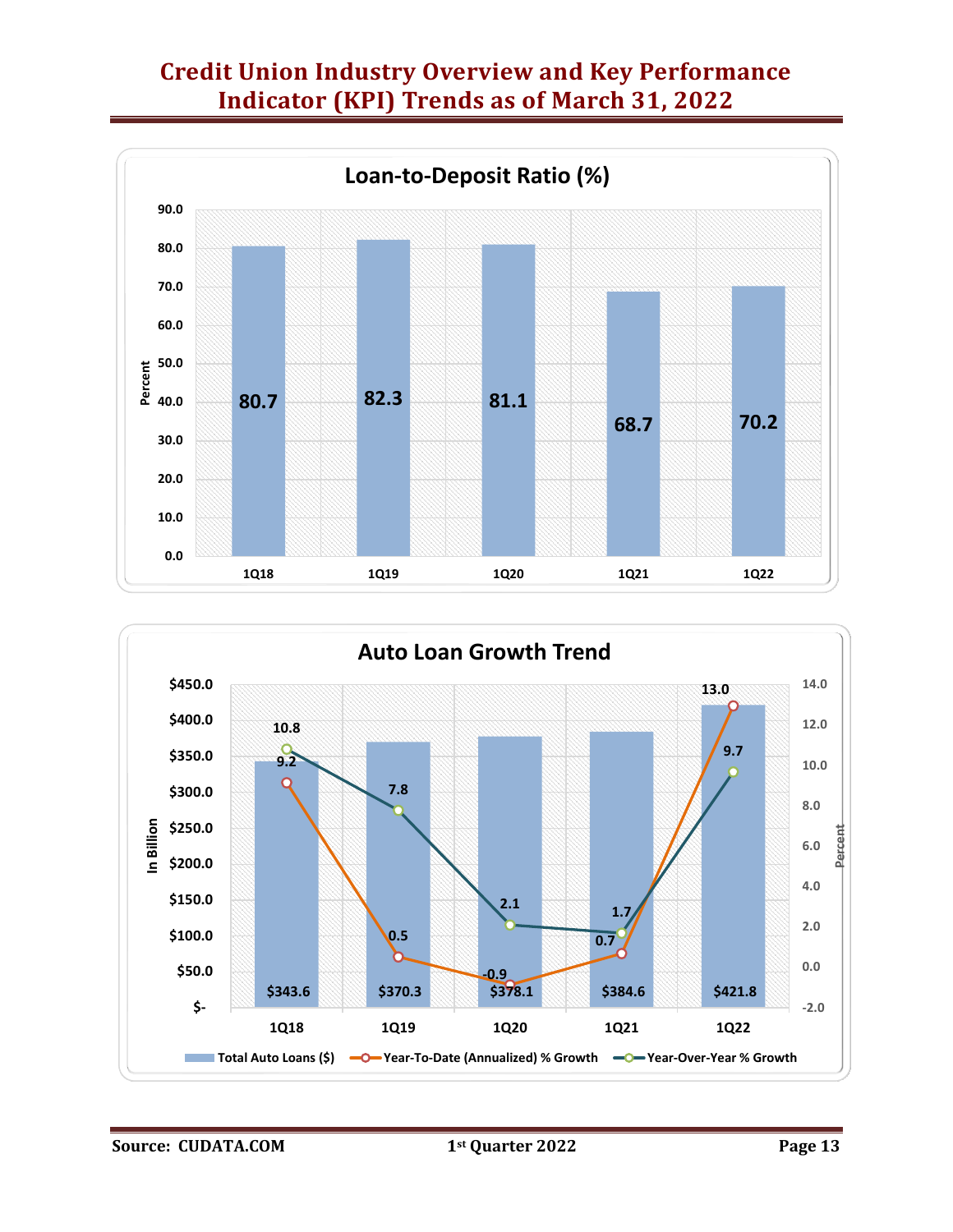# Credit Union Industry Overview and Key Performance Indicator (KPI) Trends as of March 31, 2022

## Loan-to-Deposit Ratio (%)

| Quarter | Percent |
|---|---|
| 1Q18 | 80.7 |
| 1Q19 | 82.3 |
| 1Q20 | 81.1 |
| 1Q21 | 68.7 |
| 1Q22 | 70.2 |

## Auto Loan Growth Trend

| Quarter | Total Auto Loans ($) (In Billion) | Year-To-Date (Annualized) % Growth | Year-Over-Year % Growth |
|---|---|---|---|
| 1Q18 | $343.6 | 9.2 | 10.8 |
| 1Q19 | $370.3 | 0.5 | 7.8 |
| 1Q20 | $378.1 | -0.9 | 2.1 |
| 1Q21 | $384.6 | 0.7 | 1.7 |
| 1Q22 | $421.8 | 13.0 | 9.7 |

Source: CUDATA.COM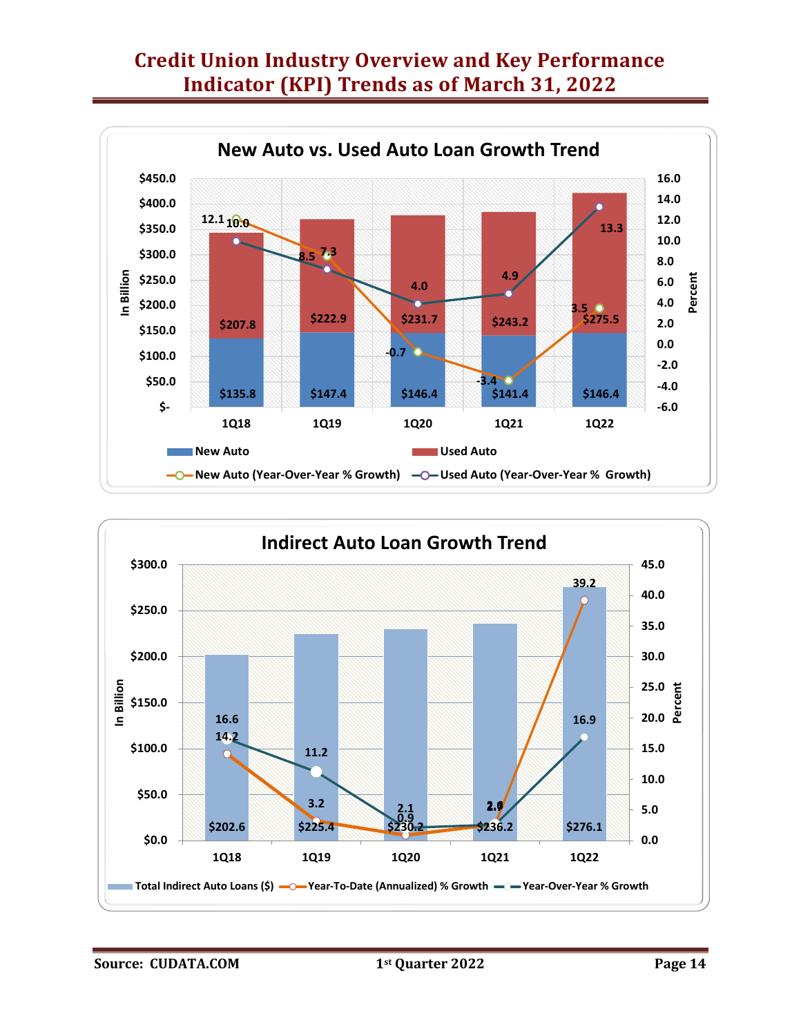# Credit Union Industry Overview and Key Performance Indicator (KPI) Trends as of March 31, 2022

## New Auto vs. Used Auto Loan Growth Trend

| | 1Q18 | 1Q19 | 1Q20 | 1Q21 | 1Q22 |
|---|---|---|---|---|---|
| New Auto (In Billion) | $135.8 | $147.4 | $146.4 | $141.4 | $146.4 |
| Used Auto (In Billion) | $207.8 | $222.9 | $231.7 | $243.2 | $275.5 |
| New Auto (Year-Over-Year % Growth) | 10.0 | 7.3 | -0.7 | -3.4 | 3.5 |
| Used Auto (Year-Over-Year % Growth) | 12.1 | 8.5 | 4.0 | 4.9 | 13.3 |

## Indirect Auto Loan Growth Trend

| | 1Q18 | 1Q19 | 1Q20 | 1Q21 | 1Q22 |
|---|---|---|---|---|---|
| Total Indirect Auto Loans ($) (In Billion) | $202.6 | $225.4 | $230.2 | $236.2 | $276.1 |
| Year-To-Date (Annualized) % Growth | 14.2 | 3.2 | 0.9 | 2.6 | 39.2 |
| Year-Over-Year % Growth | 16.6 | 11.2 | 2.1 | 2.6 | 16.9 |

Source: CUDATA.COM

1st Quarter 2022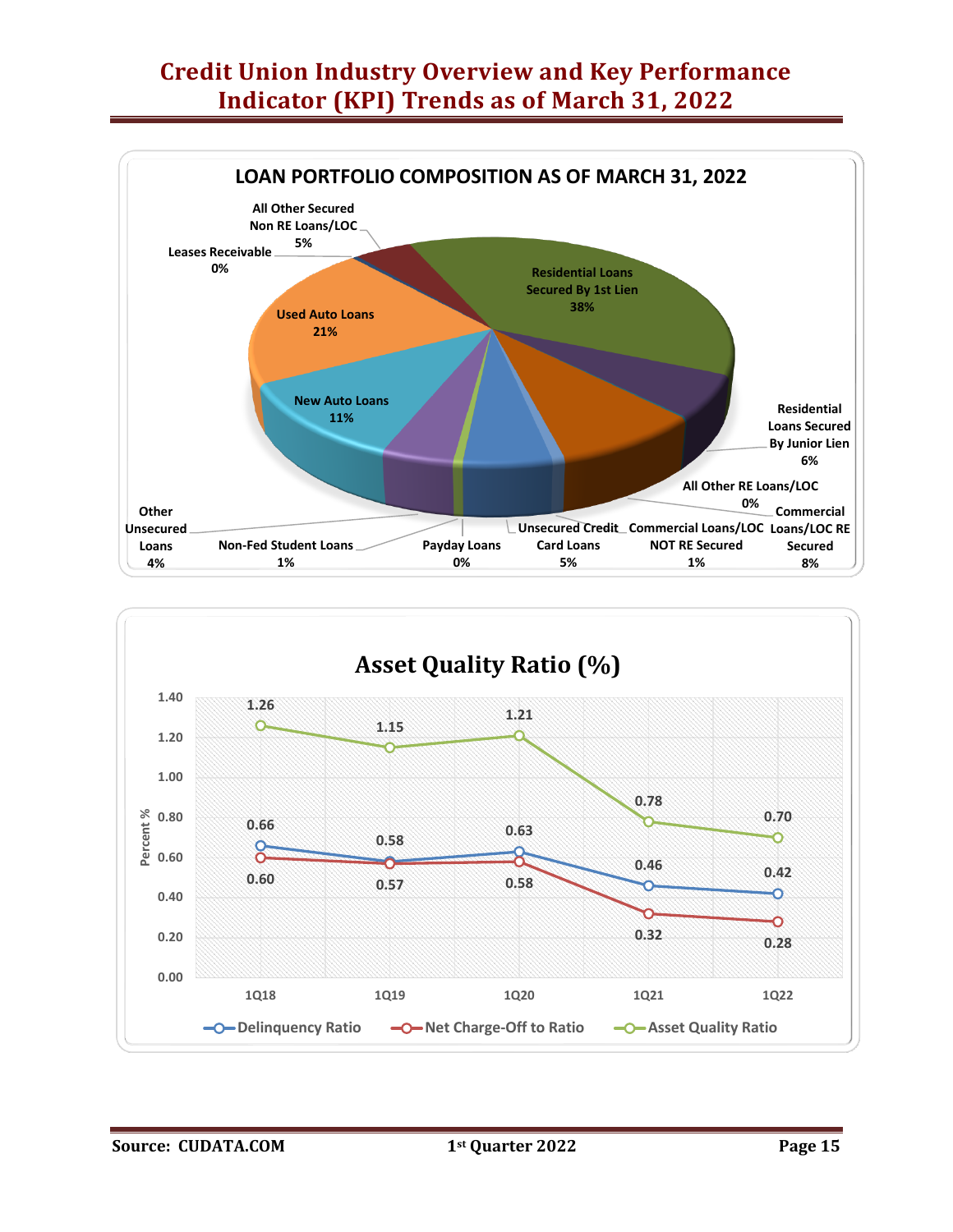# Credit Union Industry Overview and Key Performance Indicator (KPI) Trends as of March 31, 2022

## LOAN PORTFOLIO COMPOSITION AS OF MARCH 31, 2022

| Loan Type | Percent |
| --- | --- |
| Residential Loans Secured By 1st Lien | 38% |
| Residential Loans Secured By Junior Lien | 6% |
| All Other RE Loans/LOC | 0% |
| Commercial Loans/LOC RE Secured | 8% |
| Commercial Loans/LOC NOT RE Secured | 1% |
| Unsecured Credit Card Loans | 5% |
| Payday Loans | 0% |
| Non-Fed Student Loans | 1% |
| Other Unsecured Loans | 4% |
| New Auto Loans | 11% |
| Used Auto Loans | 21% |
| Leases Receivable | 0% |
| All Other Secured Non RE Loans/LOC | 5% |

## Asset Quality Ratio (%)

| | 1Q18 | 1Q19 | 1Q20 | 1Q21 | 1Q22 |
| --- | --- | --- | --- | --- | --- |
| Delinquency Ratio | 0.66 | 0.58 | 0.63 | 0.46 | 0.42 |
| Net Charge-Off to Ratio | 0.60 | 0.57 | 0.58 | 0.32 | 0.28 |
| Asset Quality Ratio | 1.26 | 1.15 | 1.21 | 0.78 | 0.70 |

Source: CUDATA.COM

1st Quarter 2022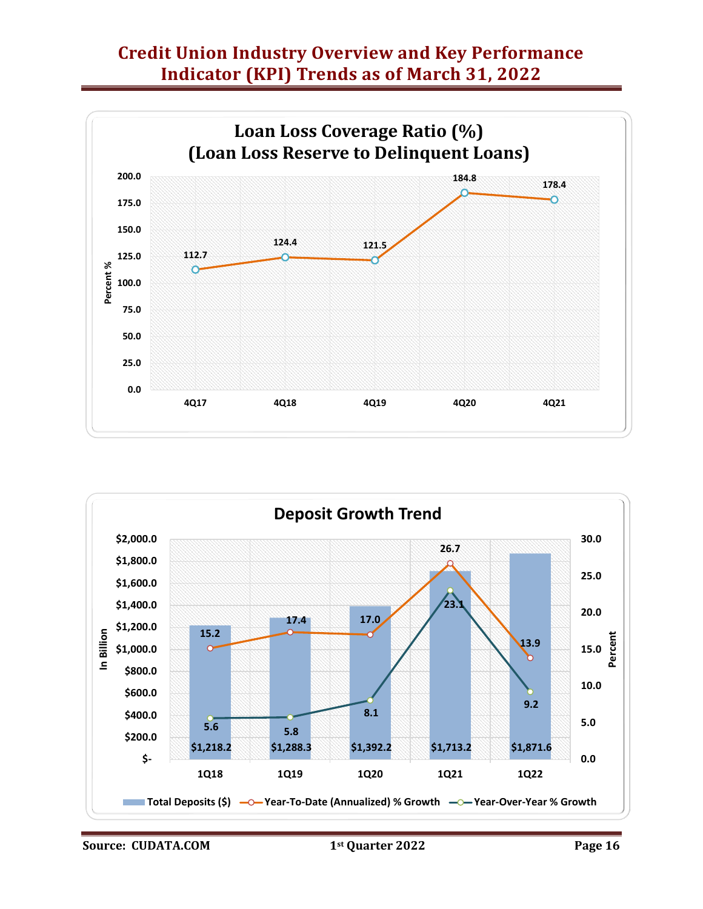# Credit Union Industry Overview and Key Performance Indicator (KPI) Trends as of March 31, 2022

## Loan Loss Coverage Ratio (%) (Loan Loss Reserve to Delinquent Loans)

| Period | Percent % |
|---|---|
| 4Q17 | 112.7 |
| 4Q18 | 124.4 |
| 4Q19 | 121.5 |
| 4Q20 | 184.8 |
| 4Q21 | 178.4 |

## Deposit Growth Trend

| Period | Total Deposits ($) (In Billion) | Year-To-Date (Annualized) % Growth | Year-Over-Year % Growth |
|---|---|---|---|
| 1Q18 | $1,218.2 | 15.2 | 5.6 |
| 1Q19 | $1,288.3 | 17.4 | 5.8 |
| 1Q20 | $1,392.2 | 17.0 | 8.1 |
| 1Q21 | $1,713.2 | 26.7 | 23.1 |
| 1Q22 | $1,871.6 | 13.9 | 9.2 |

Source: CUDATA.COM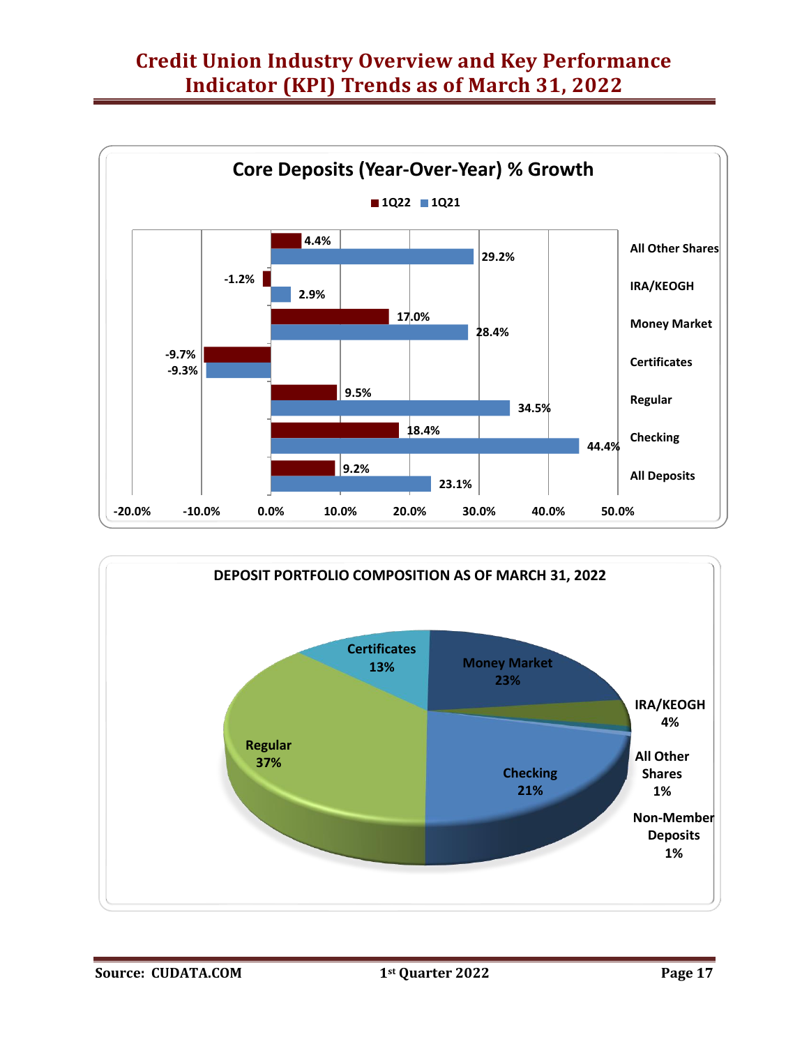# Credit Union Industry Overview and Key Performance Indicator (KPI) Trends as of March 31, 2022

## Core Deposits (Year-Over-Year) % Growth

| Category | 1Q22 | 1Q21 |
|---|---|---|
| All Other Shares | 4.4% | 29.2% |
| IRA/KEOGH | -1.2% | 2.9% |
| Money Market | 17.0% | 28.4% |
| Certificates | -9.7% | -9.3% |
| Regular | 9.5% | 34.5% |
| Checking | 18.4% | 44.4% |
| All Deposits | 9.2% | 23.1% |

## DEPOSIT PORTFOLIO COMPOSITION AS OF MARCH 31, 2022

| Category | Share |
|---|---|
| Regular | 37% |
| Money Market | 23% |
| Checking | 21% |
| Certificates | 13% |
| IRA/KEOGH | 4% |
| All Other Shares | 1% |
| Non-Member Deposits | 1% |

Source: CUDATA.COM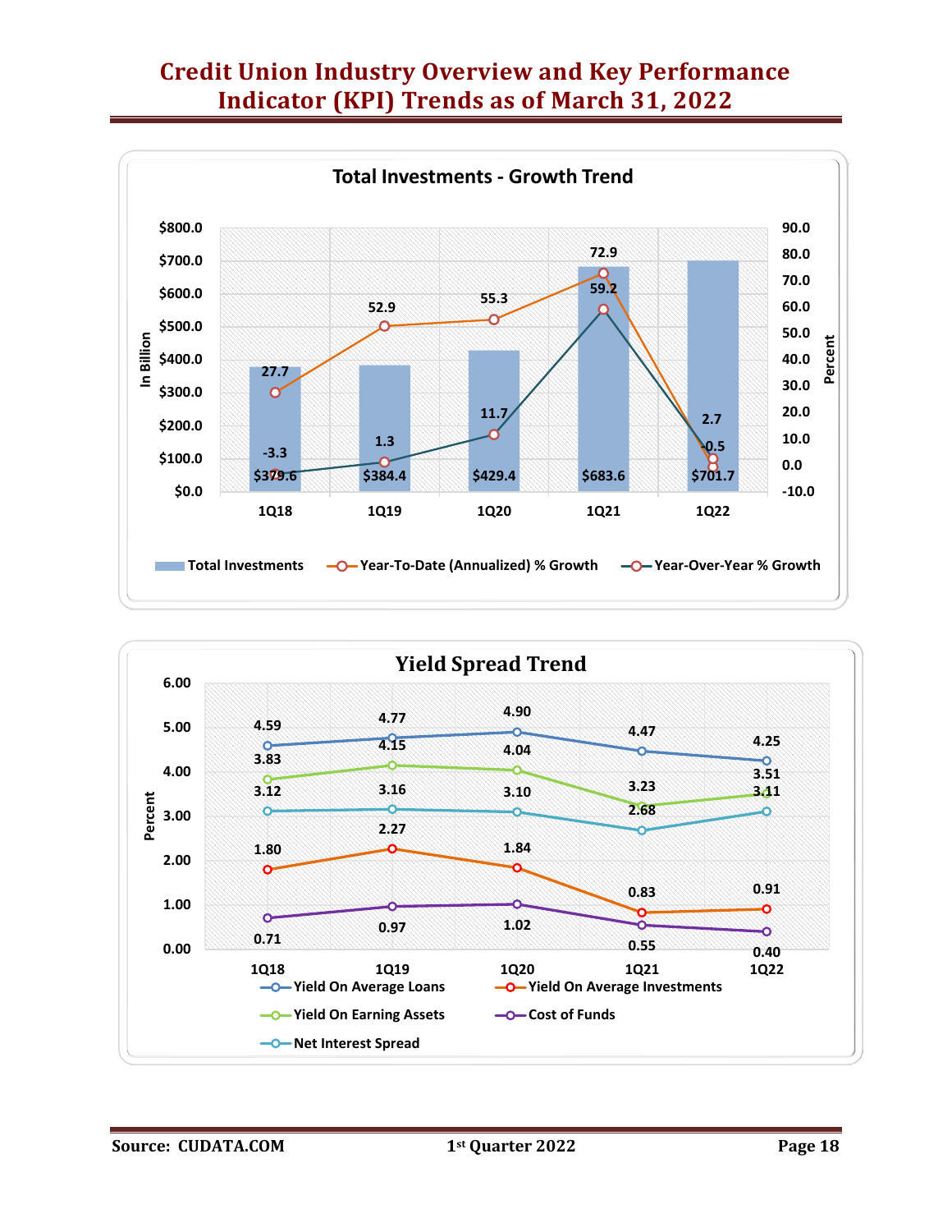# Credit Union Industry Overview and Key Performance Indicator (KPI) Trends as of March 31, 2022

## Total Investments - Growth Trend

| | 1Q18 | 1Q19 | 1Q20 | 1Q21 | 1Q22 |
|---|---|---|---|---|---|
| Total Investments (In Billion) | $379.6 | $384.4 | $429.4 | $683.6 | $701.7 |
| Year-To-Date (Annualized) % Growth | 27.7 | 52.9 | 55.3 | 72.9 | -0.5 |
| Year-Over-Year % Growth | -3.3 | 1.3 | 11.7 | 59.2 | 2.7 |

## Yield Spread Trend

| Percent | 1Q18 | 1Q19 | 1Q20 | 1Q21 | 1Q22 |
|---|---|---|---|---|---|
| Yield On Average Loans | 4.59 | 4.77 | 4.90 | 4.47 | 4.25 |
| Yield On Average Investments | 1.80 | 2.27 | 1.84 | 0.83 | 0.91 |
| Yield On Earning Assets | 3.83 | 4.15 | 4.04 | 3.23 | 3.51 |
| Cost of Funds | 0.71 | 0.97 | 1.02 | 0.55 | 0.40 |
| Net Interest Spread | 3.12 | 3.16 | 3.10 | 2.68 | 3.11 |

Source: CUDATA.COM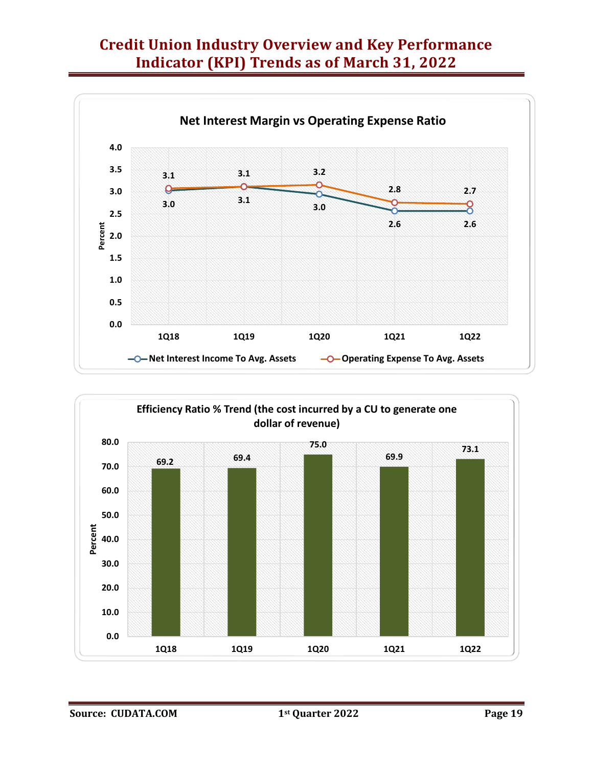# Credit Union Industry Overview and Key Performance Indicator (KPI) Trends as of March 31, 2022

**Net Interest Margin vs Operating Expense Ratio**

Percent

4.0
3.5
3.0
2.5
2.0
1.5
1.0
0.5
0.0

1Q18 1Q19 1Q20 1Q21 1Q22

3.1 3.1 3.2 2.8 2.7

3.0 3.1 3.0 2.6 2.6

Net Interest Income To Avg. Assets

Operating Expense To Avg. Assets

**Efficiency Ratio % Trend (the cost incurred by a CU to generate one dollar of revenue)**

Percent

80.0
70.0
60.0
50.0
40.0
30.0
20.0
10.0
0.0

1Q18 1Q19 1Q20 1Q21 1Q22

69.2 69.4 75.0 69.9 73.1

Source: CUDATA.COM

1st Quarter 2022